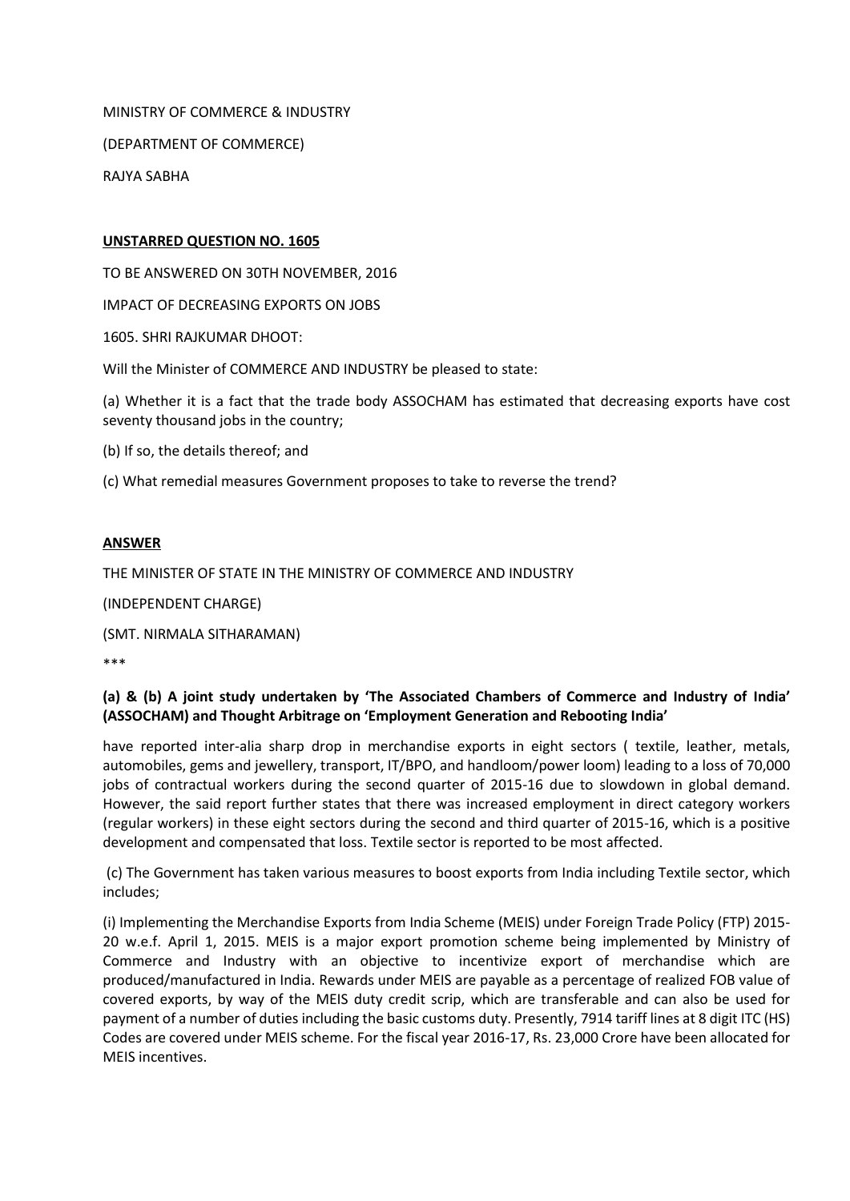MINISTRY OF COMMERCE & INDUSTRY

(DEPARTMENT OF COMMERCE)

RAJYA SABHA

**UNSTARRED QUESTION NO. 1605**

TO BE ANSWERED ON 30TH NOVEMBER, 2016

IMPACT OF DECREASING EXPORTS ON JOBS

1605. SHRI RAJKUMAR DHOOT:

Will the Minister of COMMERCE AND INDUSTRY be pleased to state:

(a) Whether it is a fact that the trade body ASSOCHAM has estimated that decreasing exports have cost seventy thousand jobs in the country;

(b) If so, the details thereof; and

(c) What remedial measures Government proposes to take to reverse the trend?

**ANSWER**

THE MINISTER OF STATE IN THE MINISTRY OF COMMERCE AND INDUSTRY

(INDEPENDENT CHARGE)

(SMT. NIRMALA SITHARAMAN)

\*\*\*

**(a) & (b) A joint study undertaken by 'The Associated Chambers of Commerce and Industry of India' (ASSOCHAM) and Thought Arbitrage on 'Employment Generation and Rebooting India'**

have reported inter-alia sharp drop in merchandise exports in eight sectors ( textile, leather, metals, automobiles, gems and jewellery, transport, IT/BPO, and handloom/power loom) leading to a loss of 70,000 jobs of contractual workers during the second quarter of 2015-16 due to slowdown in global demand. However, the said report further states that there was increased employment in direct category workers (regular workers) in these eight sectors during the second and third quarter of 2015-16, which is a positive development and compensated that loss. Textile sector is reported to be most affected.

(c) The Government has taken various measures to boost exports from India including Textile sector, which includes;

(i) Implementing the Merchandise Exports from India Scheme (MEIS) under Foreign Trade Policy (FTP) 2015-20 w.e.f. April 1, 2015. MEIS is a major export promotion scheme being implemented by Ministry of Commerce and Industry with an objective to incentivize export of merchandise which are produced/manufactured in India. Rewards under MEIS are payable as a percentage of realized FOB value of covered exports, by way of the MEIS duty credit scrip, which are transferable and can also be used for payment of a number of duties including the basic customs duty. Presently, 7914 tariff lines at 8 digit ITC (HS) Codes are covered under MEIS scheme. For the fiscal year 2016-17, Rs. 23,000 Crore have been allocated for MEIS incentives.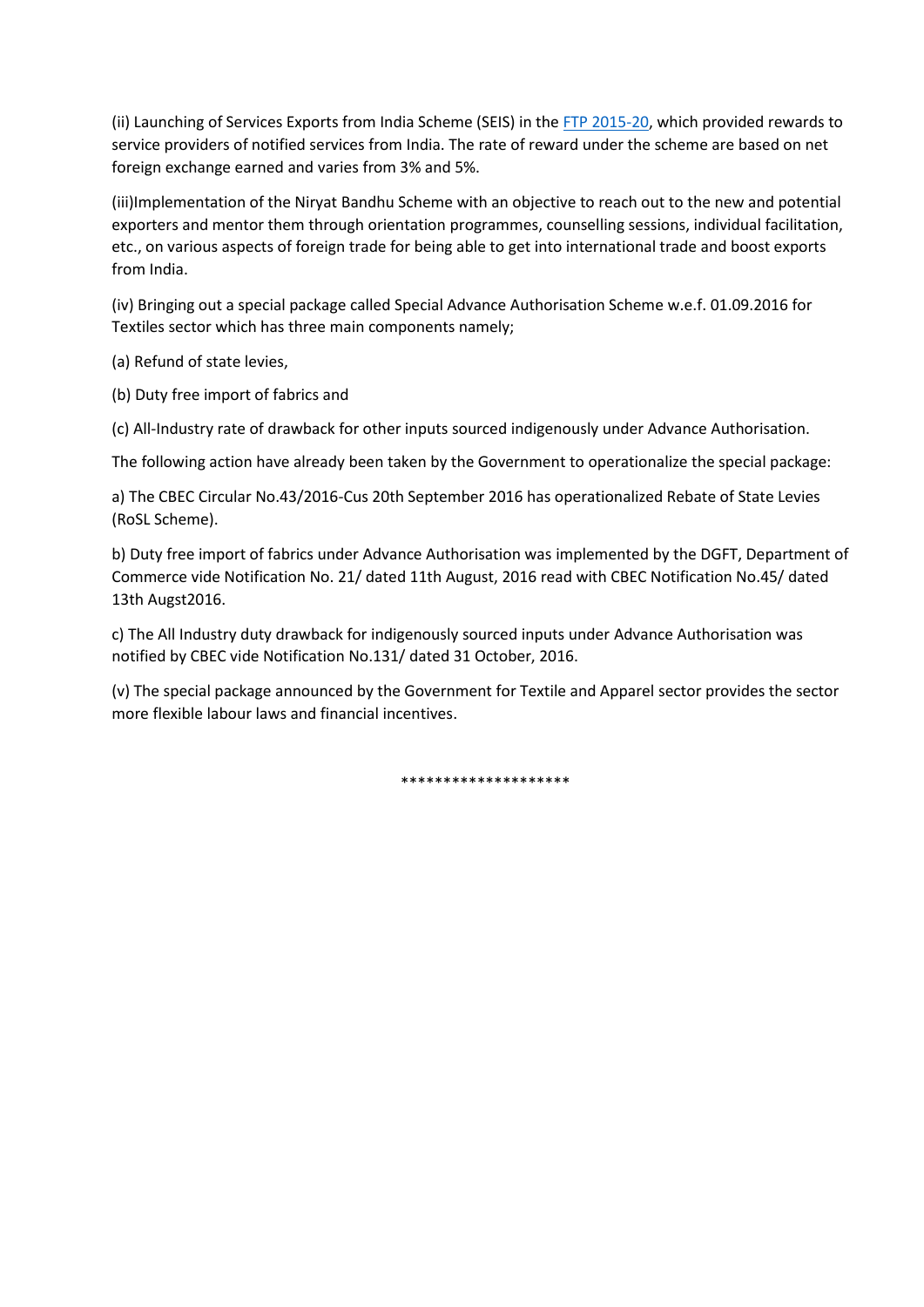(ii) Launching of Services Exports from India Scheme (SEIS) in the [FTP 2015-20](), which provided rewards to service providers of notified services from India. The rate of reward under the scheme are based on net foreign exchange earned and varies from 3% and 5%.

(iii)Implementation of the Niryat Bandhu Scheme with an objective to reach out to the new and potential exporters and mentor them through orientation programmes, counselling sessions, individual facilitation, etc., on various aspects of foreign trade for being able to get into international trade and boost exports from India.

(iv) Bringing out a special package called Special Advance Authorisation Scheme w.e.f. 01.09.2016 for Textiles sector which has three main components namely;

(a) Refund of state levies,

(b) Duty free import of fabrics and

(c) All-Industry rate of drawback for other inputs sourced indigenously under Advance Authorisation.

The following action have already been taken by the Government to operationalize the special package:

a) The CBEC Circular No.43/2016-Cus 20th September 2016 has operationalized Rebate of State Levies (RoSL Scheme).

b) Duty free import of fabrics under Advance Authorisation was implemented by the DGFT, Department of Commerce vide Notification No. 21/ dated 11th August, 2016 read with CBEC Notification No.45/ dated 13th Augst2016.

c) The All Industry duty drawback for indigenously sourced inputs under Advance Authorisation was notified by CBEC vide Notification No.131/ dated 31 October, 2016.

(v) The special package announced by the Government for Textile and Apparel sector provides the sector more flexible labour laws and financial incentives.

********************